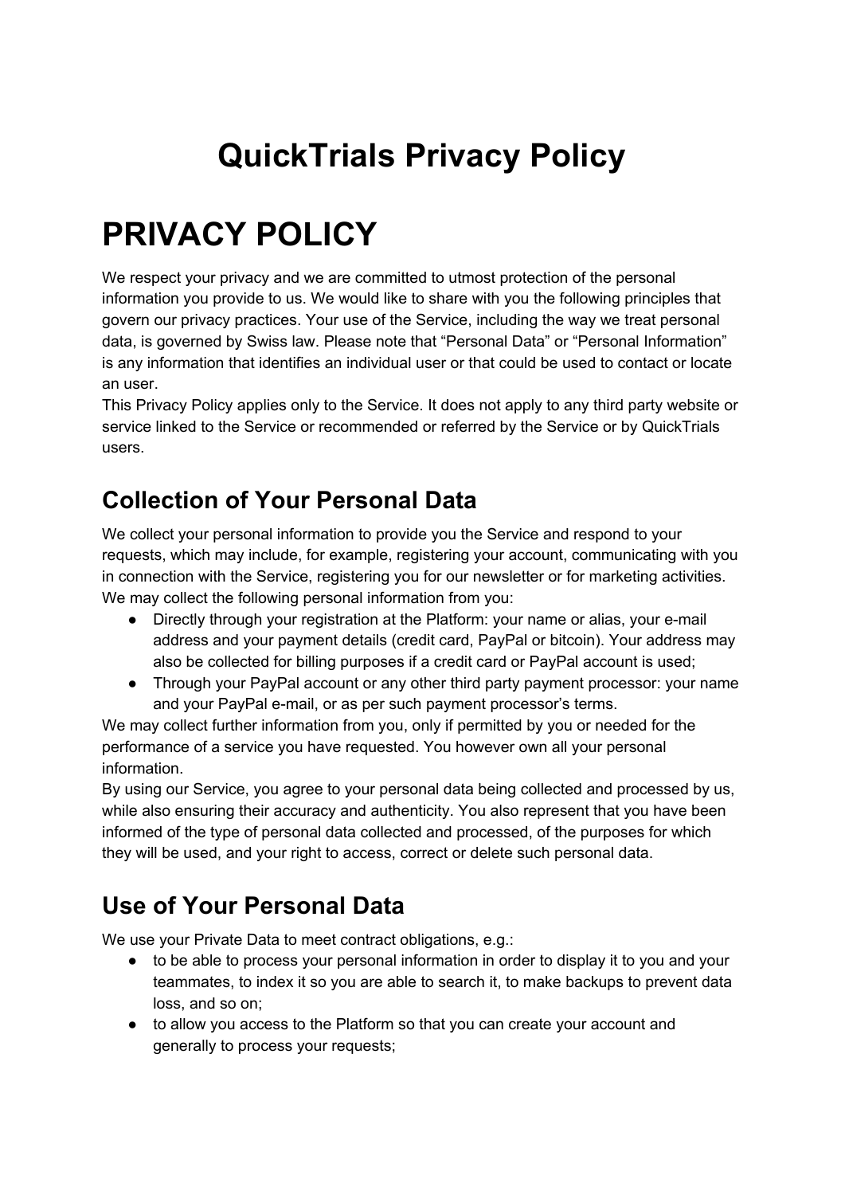# QuickTrials Privacy Policy

# PRIVACY POLICY

We respect your privacy and we are committed to utmost protection of the personal information you provide to us. We would like to share with you the following principles that govern our privacy practices. Your use of the Service, including the way we treat personal data, is governed by Swiss law. Please note that "Personal Data" or "Personal Information" is any information that identifies an individual user or that could be used to contact or locate an user.

This Privacy Policy applies only to the Service. It does not apply to any third party website or service linked to the Service or recommended or referred by the Service or by QuickTrials users.

## Collection of Your Personal Data

We collect your personal information to provide you the Service and respond to your requests, which may include, for example, registering your account, communicating with you in connection with the Service, registering you for our newsletter or for marketing activities. We may collect the following personal information from you:

- Directly through your registration at the Platform: your name or alias, your e-mail address and your payment details (credit card, PayPal or bitcoin). Your address may also be collected for billing purposes if a credit card or PayPal account is used;
- Through your PayPal account or any other third party payment processor: your name and your PayPal e-mail, or as per such payment processor's terms.

We may collect further information from you, only if permitted by you or needed for the performance of a service you have requested. You however own all your personal information.

By using our Service, you agree to your personal data being collected and processed by us, while also ensuring their accuracy and authenticity. You also represent that you have been informed of the type of personal data collected and processed, of the purposes for which they will be used, and your right to access, correct or delete such personal data.

## Use of Your Personal Data

We use your Private Data to meet contract obligations, e.g.:

- to be able to process your personal information in order to display it to you and your teammates, to index it so you are able to search it, to make backups to prevent data loss, and so on;
- to allow you access to the Platform so that you can create your account and generally to process your requests;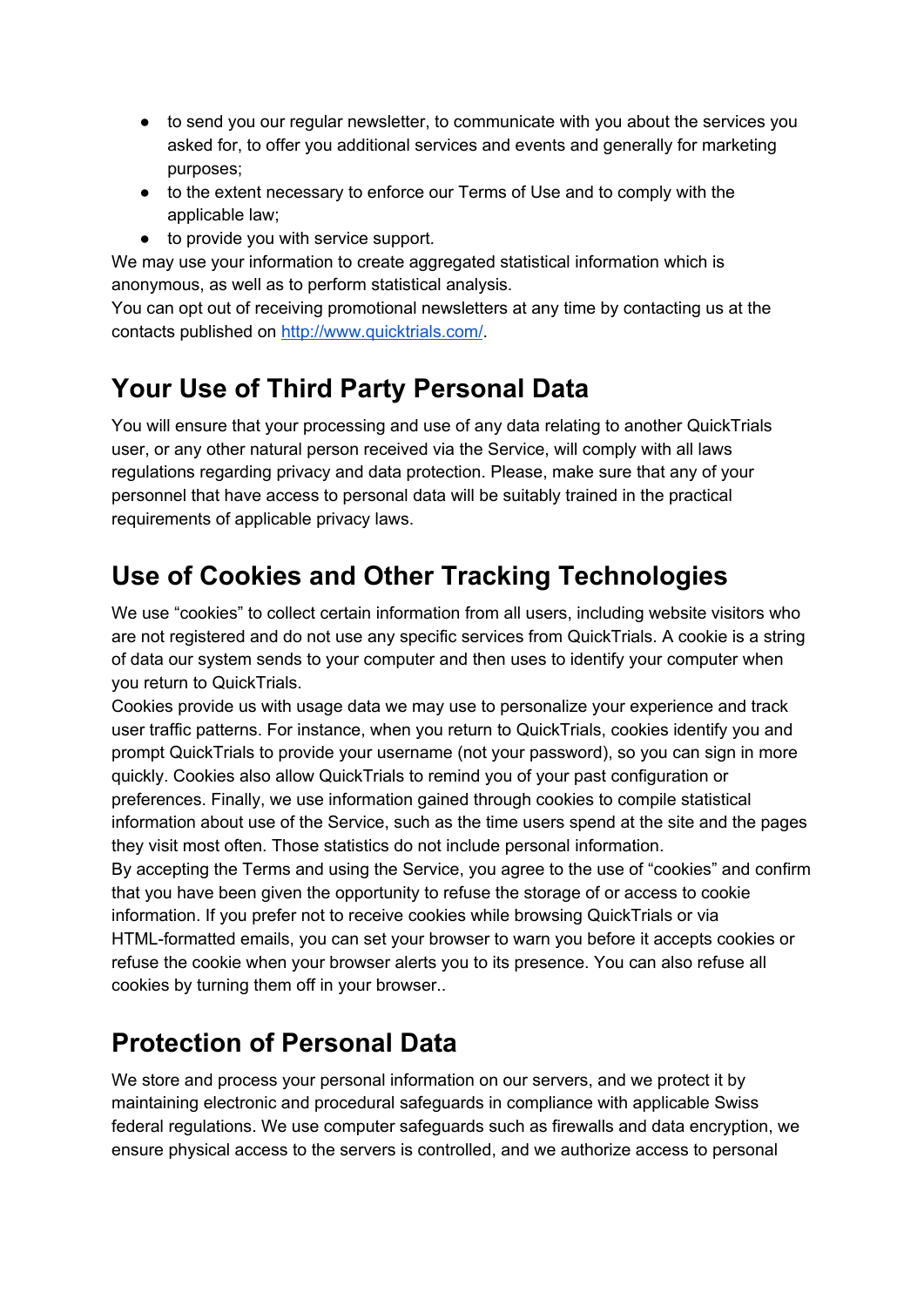- to send you our regular newsletter, to communicate with you about the services you asked for, to offer you additional services and events and generally for marketing purposes;
- to the extent necessary to enforce our Terms of Use and to comply with the applicable law;
- to provide you with service support.

We may use your information to create aggregated statistical information which is anonymous, as well as to perform statistical analysis.
You can opt out of receiving promotional newsletters at any time by contacting us at the contacts published on [http://www.quicktrials.com/](http://www.quicktrials.com/).

## Your Use of Third Party Personal Data

You will ensure that your processing and use of any data relating to another QuickTrials user, or any other natural person received via the Service, will comply with all laws regulations regarding privacy and data protection. Please, make sure that any of your personnel that have access to personal data will be suitably trained in the practical requirements of applicable privacy laws.

## Use of Cookies and Other Tracking Technologies

We use "cookies" to collect certain information from all users, including website visitors who are not registered and do not use any specific services from QuickTrials. A cookie is a string of data our system sends to your computer and then uses to identify your computer when you return to QuickTrials.
Cookies provide us with usage data we may use to personalize your experience and track user traffic patterns. For instance, when you return to QuickTrials, cookies identify you and prompt QuickTrials to provide your username (not your password), so you can sign in more quickly. Cookies also allow QuickTrials to remind you of your past configuration or preferences. Finally, we use information gained through cookies to compile statistical information about use of the Service, such as the time users spend at the site and the pages they visit most often. Those statistics do not include personal information.
By accepting the Terms and using the Service, you agree to the use of "cookies" and confirm that you have been given the opportunity to refuse the storage of or access to cookie information. If you prefer not to receive cookies while browsing QuickTrials or via HTML-formatted emails, you can set your browser to warn you before it accepts cookies or refuse the cookie when your browser alerts you to its presence. You can also refuse all cookies by turning them off in your browser..

## Protection of Personal Data

We store and process your personal information on our servers, and we protect it by maintaining electronic and procedural safeguards in compliance with applicable Swiss federal regulations. We use computer safeguards such as firewalls and data encryption, we ensure physical access to the servers is controlled, and we authorize access to personal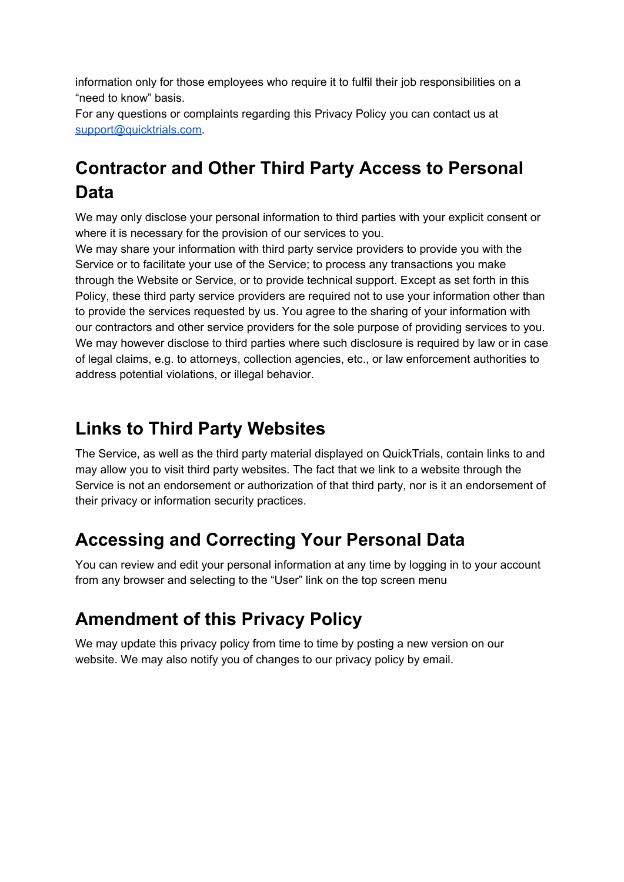information only for those employees who require it to fulfil their job responsibilities on a "need to know" basis.
For any questions or complaints regarding this Privacy Policy you can contact us at support@quicktrials.com.

## Contractor and Other Third Party Access to Personal Data

We may only disclose your personal information to third parties with your explicit consent or where it is necessary for the provision of our services to you.
We may share your information with third party service providers to provide you with the Service or to facilitate your use of the Service; to process any transactions you make through the Website or Service, or to provide technical support. Except as set forth in this Policy, these third party service providers are required not to use your information other than to provide the services requested by us. You agree to the sharing of your information with our contractors and other service providers for the sole purpose of providing services to you.
We may however disclose to third parties where such disclosure is required by law or in case of legal claims, e.g. to attorneys, collection agencies, etc., or law enforcement authorities to address potential violations, or illegal behavior.

## Links to Third Party Websites

The Service, as well as the third party material displayed on QuickTrials, contain links to and may allow you to visit third party websites. The fact that we link to a website through the Service is not an endorsement or authorization of that third party, nor is it an endorsement of their privacy or information security practices.

## Accessing and Correcting Your Personal Data

You can review and edit your personal information at any time by logging in to your account from any browser and selecting to the "User" link on the top screen menu

## Amendment of this Privacy Policy

We may update this privacy policy from time to time by posting a new version on our website. We may also notify you of changes to our privacy policy by email.